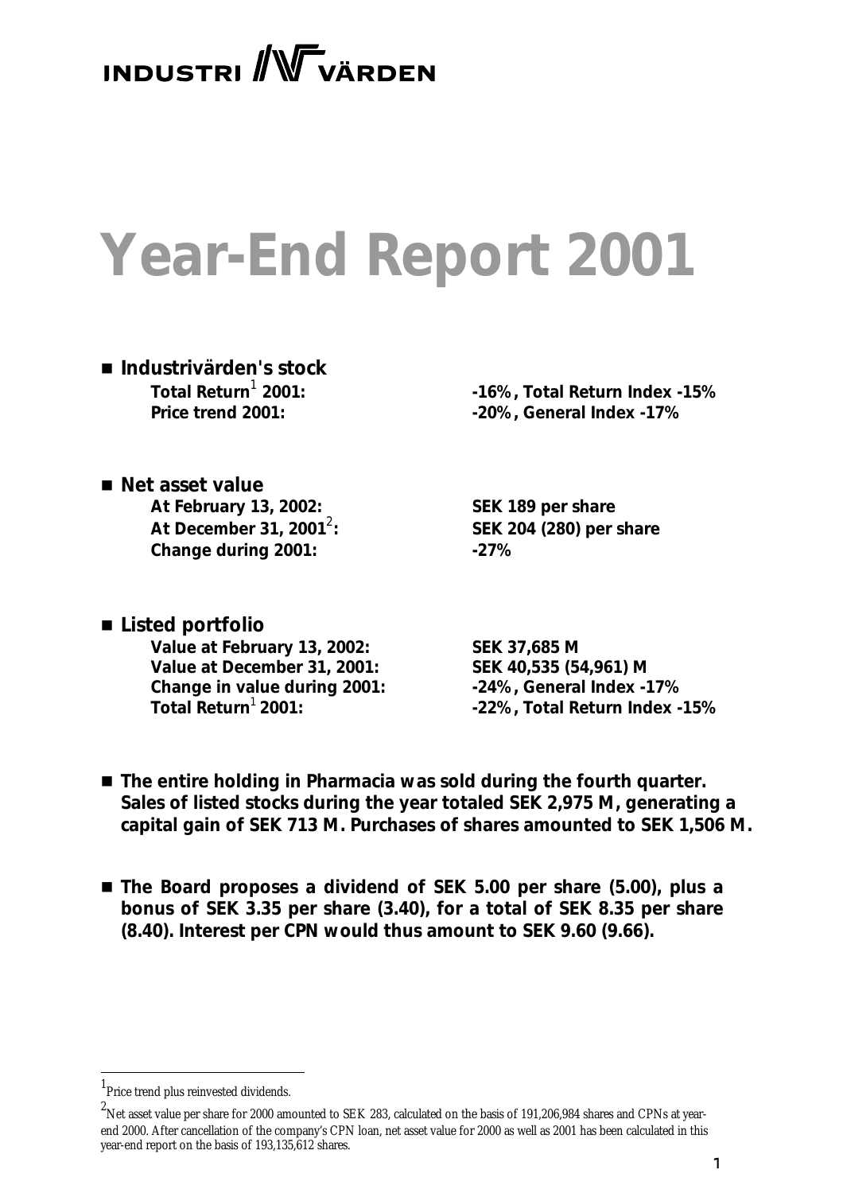INDUSTRI VÄRDEN

# Year-End Report 2001

- **Industrivärden's stock**

| | |
|---|---|
| **Total Return[1] 2001:** | **-16%, Total Return Index -15%** |
| **Price trend 2001:** | **-20%, General Index -17%** |

- **Net asset value**

| | |
|---|---|
| **At February 13, 2002:** | **SEK 189 per share** |
| **At December 31, 2001[2]:** | **SEK 204 (280) per share** |
| **Change during 2001:** | **-27%** |

- **Listed portfolio**

| | |
|---|---|
| **Value at February 13, 2002:** | **SEK 37,685 M** |
| **Value at December 31, 2001:** | **SEK 40,535 (54,961) M** |
| **Change in value during 2001:** | **-24%, General Index -17%** |
| **Total Return[1] 2001:** | **-22%, Total Return Index -15%** |

- **The entire holding in Pharmacia was sold during the fourth quarter. Sales of listed stocks during the year totaled SEK 2,975 M, generating a capital gain of SEK 713 M. Purchases of shares amounted to SEK 1,506 M.**

- **The Board proposes a dividend of SEK 5.00 per share (5.00), plus a bonus of SEK 3.35 per share (3.40), for a total of SEK 8.35 per share (8.40). Interest per CPN would thus amount to SEK 9.60 (9.66).**

---

[1] Price trend plus reinvested dividends.

[2] Net asset value per share for 2000 amounted to SEK 283, calculated on the basis of 191,206,984 shares and CPNs at year-end 2000. After cancellation of the company's CPN loan, net asset value for 2000 as well as 2001 has been calculated in this year-end report on the basis of 193,135,612 shares.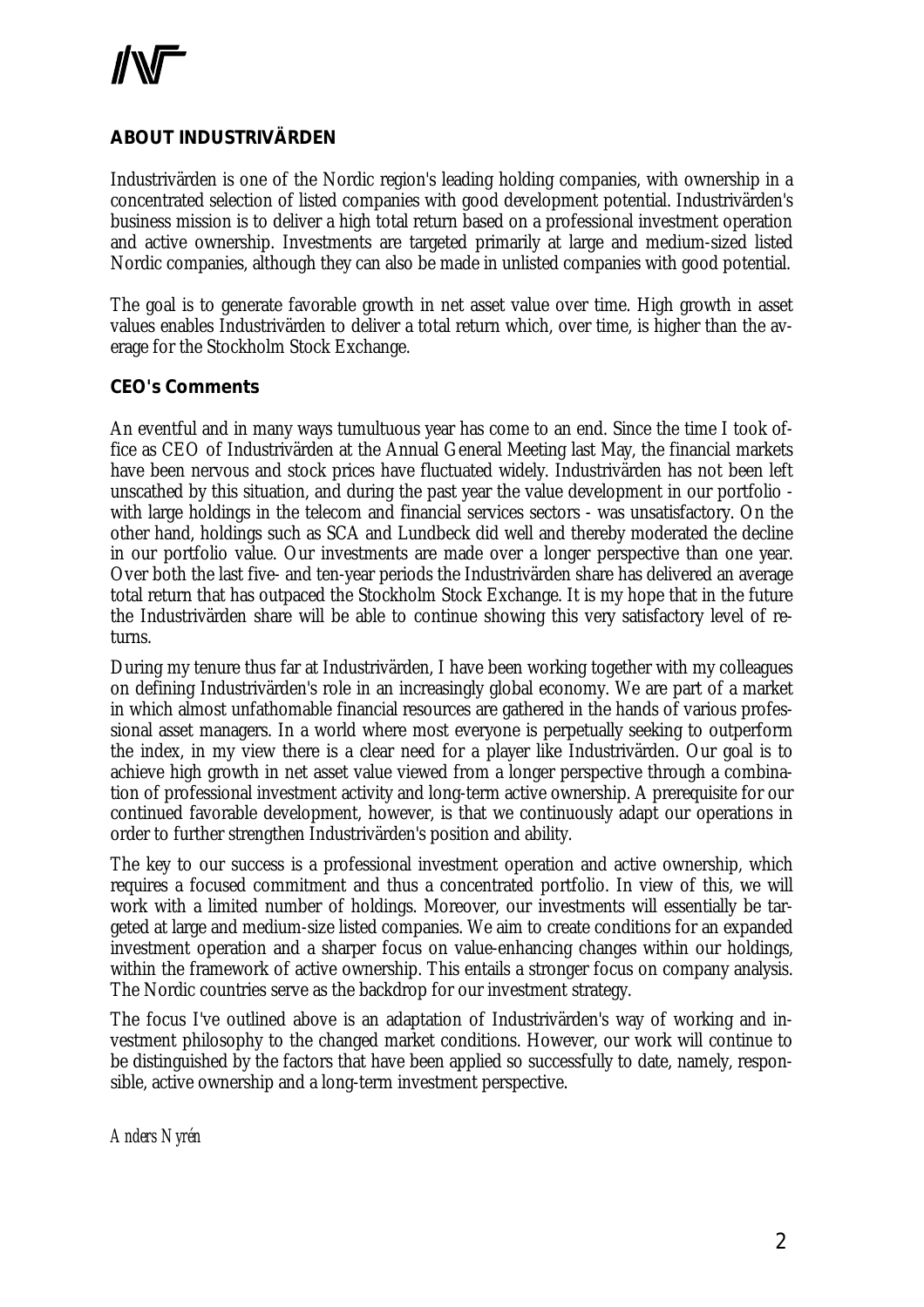## ABOUT INDUSTRIVÄRDEN

Industrivärden is one of the Nordic region's leading holding companies, with ownership in a concentrated selection of listed companies with good development potential. Industrivärden's business mission is to deliver a high total return based on a professional investment operation and active ownership. Investments are targeted primarily at large and medium-sized listed Nordic companies, although they can also be made in unlisted companies with good potential.

The goal is to generate favorable growth in net asset value over time. High growth in asset values enables Industrivärden to deliver a total return which, over time, is higher than the average for the Stockholm Stock Exchange.

### CEO's Comments

An eventful and in many ways tumultuous year has come to an end. Since the time I took office as CEO of Industrivärden at the Annual General Meeting last May, the financial markets have been nervous and stock prices have fluctuated widely. Industrivärden has not been left unscathed by this situation, and during the past year the value development in our portfolio - with large holdings in the telecom and financial services sectors - was unsatisfactory. On the other hand, holdings such as SCA and Lundbeck did well and thereby moderated the decline in our portfolio value. Our investments are made over a longer perspective than one year. Over both the last five- and ten-year periods the Industrivärden share has delivered an average total return that has outpaced the Stockholm Stock Exchange. It is my hope that in the future the Industrivärden share will be able to continue showing this very satisfactory level of returns.

During my tenure thus far at Industrivärden, I have been working together with my colleagues on defining Industrivärden's role in an increasingly global economy. We are part of a market in which almost unfathomable financial resources are gathered in the hands of various professional asset managers. In a world where most everyone is perpetually seeking to outperform the index, in my view there is a clear need for a player like Industrivärden. Our goal is to achieve high growth in net asset value viewed from a longer perspective through a combination of professional investment activity and long-term active ownership. A prerequisite for our continued favorable development, however, is that we continuously adapt our operations in order to further strengthen Industrivärden's position and ability.

The key to our success is a professional investment operation and active ownership, which requires a focused commitment and thus a concentrated portfolio. In view of this, we will work with a limited number of holdings. Moreover, our investments will essentially be targeted at large and medium-size listed companies. We aim to create conditions for an expanded investment operation and a sharper focus on value-enhancing changes within our holdings, within the framework of active ownership. This entails a stronger focus on company analysis. The Nordic countries serve as the backdrop for our investment strategy.

The focus I've outlined above is an adaptation of Industrivärden's way of working and investment philosophy to the changed market conditions. However, our work will continue to be distinguished by the factors that have been applied so successfully to date, namely, responsible, active ownership and a long-term investment perspective.

*Anders Nyrén*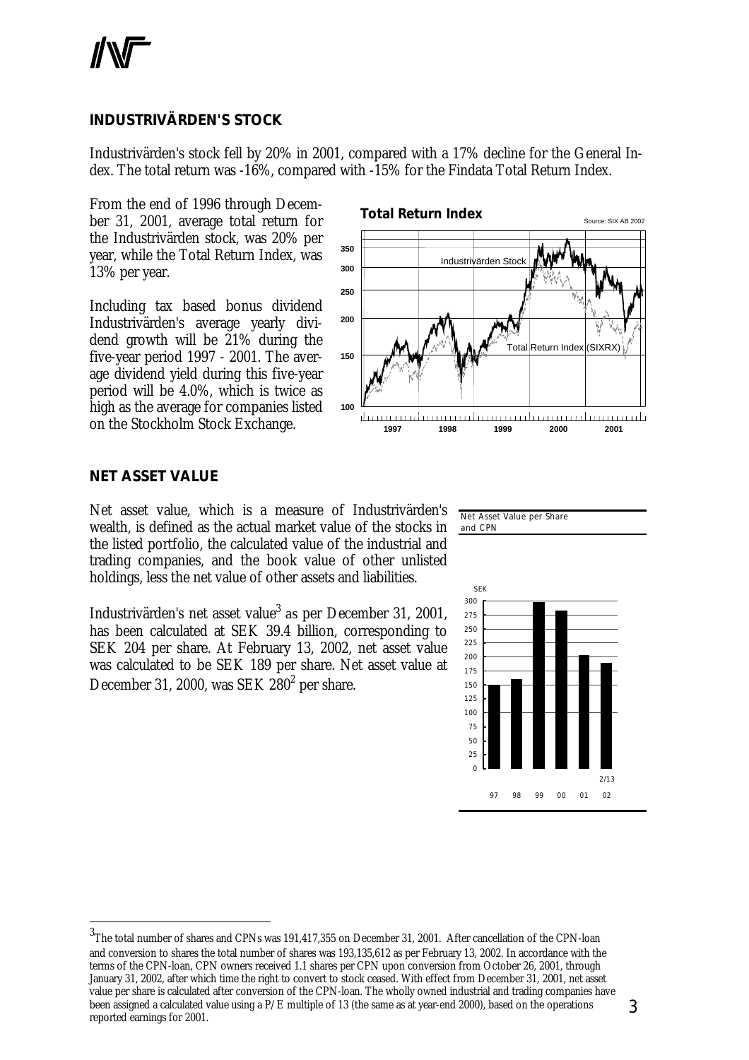## INDUSTRIVÄRDEN'S STOCK

Industrivärden's stock fell by 20% in 2001, compared with a 17% decline for the General Index. The total return was -16%, compared with -15% for the Findata Total Return Index.

From the end of 1996 through December 31, 2001, average total return for the Industrivärden stock, was 20% per year, while the Total Return Index, was 13% per year.

Including tax based bonus dividend Industrivärden's average yearly dividend growth will be 21% during the five-year period 1997 - 2001. The average dividend yield during this five-year period will be 4.0%, which is twice as high as the average for companies listed on the Stockholm Stock Exchange.

**Total Return Index**

Source: SIX AB 2002

## NET ASSET VALUE

Net asset value, which is a measure of Industrivärden's wealth, is defined as the actual market value of the stocks in the listed portfolio, the calculated value of the industrial and trading companies, and the book value of other unlisted holdings, less the net value of other assets and liabilities.

Industrivärden's net asset value[3] as per December 31, 2001, has been calculated at SEK 39.4 billion, corresponding to SEK 204 per share. At February 13, 2002, net asset value was calculated to be SEK 189 per share. Net asset value at December 31, 2000, was SEK 280[2] per share.

Net Asset Value per Share and CPN

---

[3] The total number of shares and CPNs was 191,417,355 on December 31, 2001. After cancellation of the CPN-loan and conversion to shares the total number of shares was 193,135,612 as per February 13, 2002. In accordance with the terms of the CPN-loan, CPN owners received 1.1 shares per CPN upon conversion from October 26, 2001, through January 31, 2002, after which time the right to convert to stock ceased. With effect from December 31, 2001, net asset value per share is calculated after conversion of the CPN-loan. The wholly owned industrial and trading companies have been assigned a calculated value using a P/E multiple of 13 (the same as at year-end 2000), based on the operations reported earnings for 2001.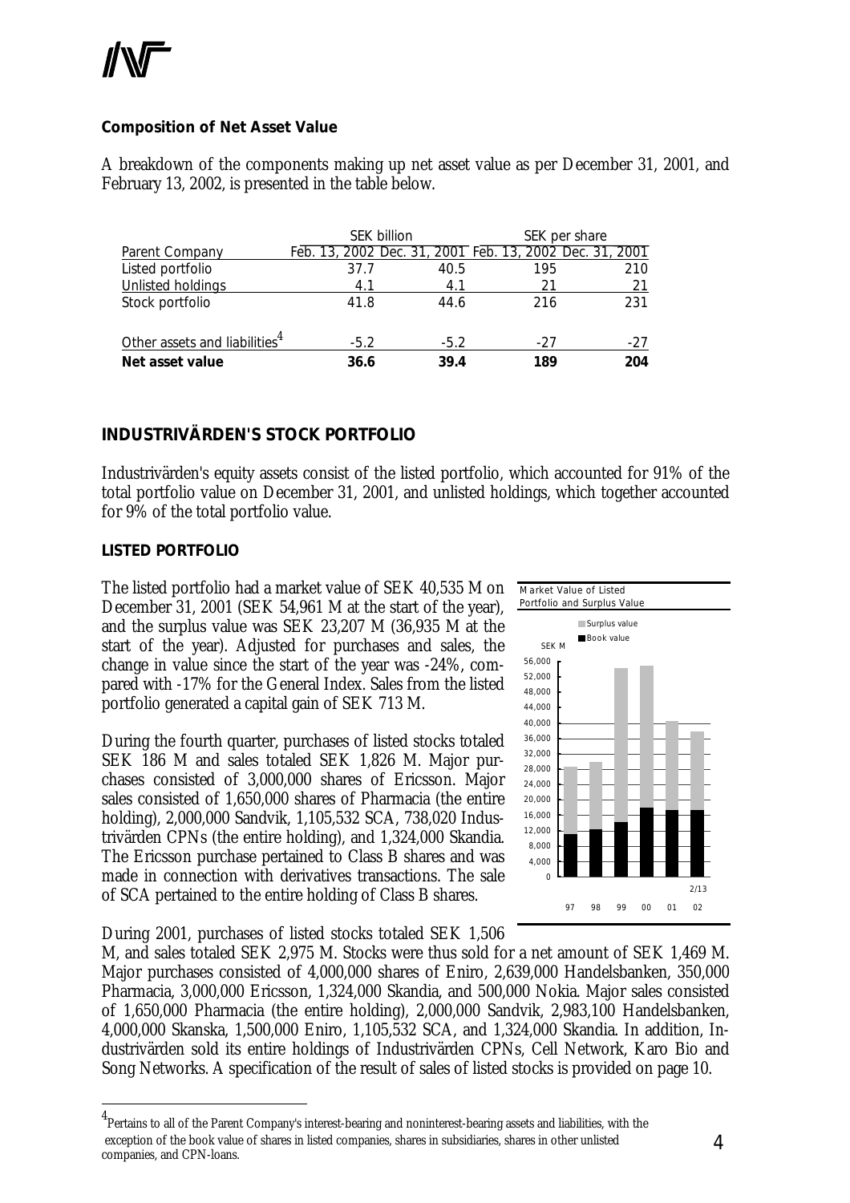## Composition of Net Asset Value

A breakdown of the components making up net asset value as per December 31, 2001, and February 13, 2002, is presented in the table below.

| | SEK billion | | SEK per share | |
|---|---|---|---|---|
| Parent Company | Feb. 13, 2002 | Dec. 31, 2001 | Feb. 13, 2002 | Dec. 31, 2001 |
| Listed portfolio | 37.7 | 40.5 | 195 | 210 |
| Unlisted holdings | 4.1 | 4.1 | 21 | 21 |
| Stock portfolio | 41.8 | 44.6 | 216 | 231 |
| Other assets and liabilities[4] | -5.2 | -5.2 | -27 | -27 |
| **Net asset value** | **36.6** | **39.4** | **189** | **204** |

## INDUSTRIVÄRDEN'S STOCK PORTFOLIO

Industrivärden's equity assets consist of the listed portfolio, which accounted for 91% of the total portfolio value on December 31, 2001, and unlisted holdings, which together accounted for 9% of the total portfolio value.

### LISTED PORTFOLIO

The listed portfolio had a market value of SEK 40,535 M on December 31, 2001 (SEK 54,961 M at the start of the year), and the surplus value was SEK 23,207 M (36,935 M at the start of the year). Adjusted for purchases and sales, the change in value since the start of the year was -24%, compared with -17% for the General Index. Sales from the listed portfolio generated a capital gain of SEK 713 M.

During the fourth quarter, purchases of listed stocks totaled SEK 186 M and sales totaled SEK 1,826 M. Major purchases consisted of 3,000,000 shares of Ericsson. Major sales consisted of 1,650,000 shares of Pharmacia (the entire holding), 2,000,000 Sandvik, 1,105,532 SCA, 738,020 Industrivärden CPNs (the entire holding), and 1,324,000 Skandia. The Ericsson purchase pertained to Class B shares and was made in connection with derivatives transactions. The sale of SCA pertained to the entire holding of Class B shares.

Market Value of Listed Portfolio and Surplus Value

| SEK M | 97 | 98 | 99 | 00 | 01 | 02 (2/13) |
|---|---|---|---|---|---|---|
| Book value | ~11,000 | ~12,500 | ~14,000 | ~18,000 | ~17,500 | ~17,500 |
| Market value (book + surplus) | ~28,500 | ~30,000 | ~54,000 | ~55,000 | ~40,500 | ~37,700 |

During 2001, purchases of listed stocks totaled SEK 1,506 M, and sales totaled SEK 2,975 M. Stocks were thus sold for a net amount of SEK 1,469 M. Major purchases consisted of 4,000,000 shares of Eniro, 2,639,000 Handelsbanken, 350,000 Pharmacia, 3,000,000 Ericsson, 1,324,000 Skandia, and 500,000 Nokia. Major sales consisted of 1,650,000 Pharmacia (the entire holding), 2,000,000 Sandvik, 2,983,100 Handelsbanken, 4,000,000 Skanska, 1,500,000 Eniro, 1,105,532 SCA, and 1,324,000 Skandia. In addition, Industrivärden sold its entire holdings of Industrivärden CPNs, Cell Network, Karo Bio and Song Networks. A specification of the result of sales of listed stocks is provided on page 10.

[4] Pertains to all of the Parent Company's interest-bearing and noninterest-bearing assets and liabilities, with the exception of the book value of shares in listed companies, shares in subsidiaries, shares in other unlisted companies, and CPN-loans.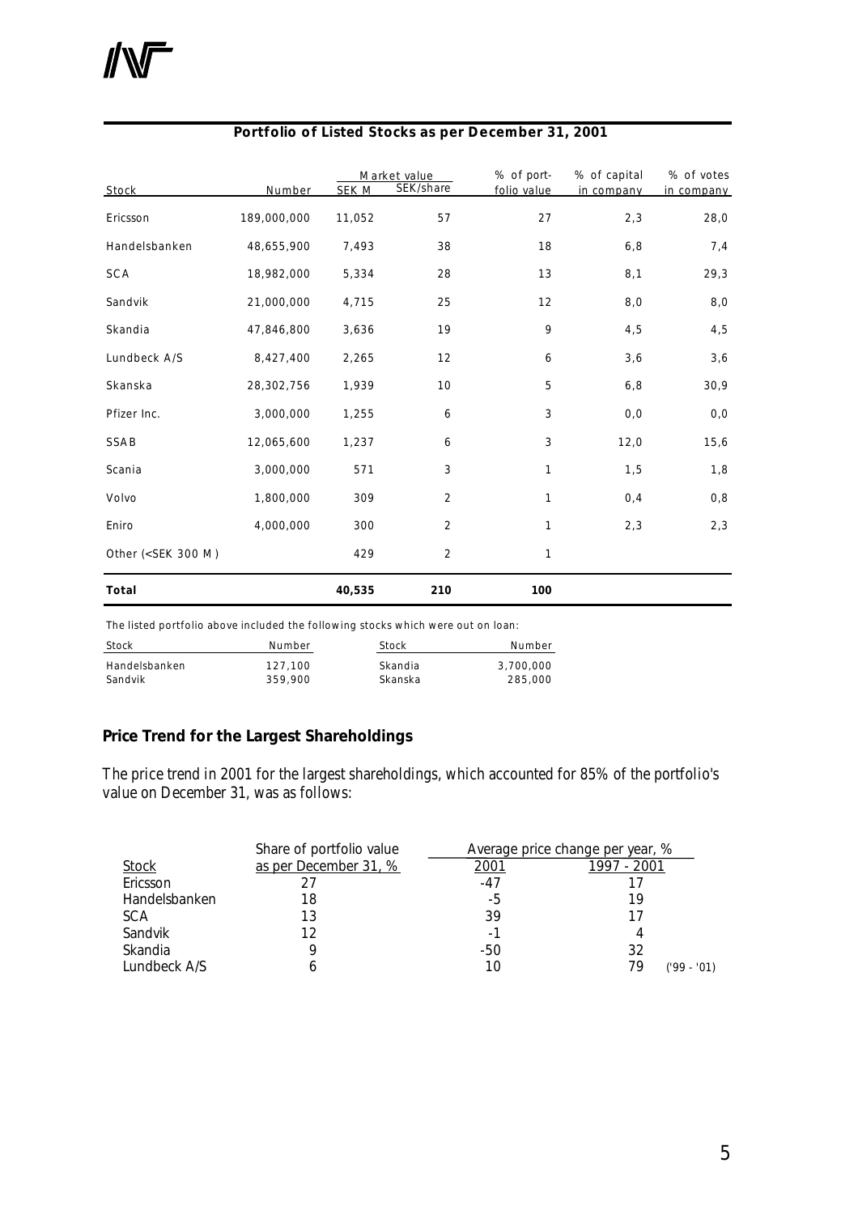## Portfolio of Listed Stocks as per December 31, 2001

| Stock | Number | Market value SEK M | Market value SEK/share | % of portfolio value | % of capital in company | % of votes in company |
|---|---|---|---|---|---|---|
| Ericsson | 189,000,000 | 11,052 | 57 | 27 | 2,3 | 28,0 |
| Handelsbanken | 48,655,900 | 7,493 | 38 | 18 | 6,8 | 7,4 |
| SCA | 18,982,000 | 5,334 | 28 | 13 | 8,1 | 29,3 |
| Sandvik | 21,000,000 | 4,715 | 25 | 12 | 8,0 | 8,0 |
| Skandia | 47,846,800 | 3,636 | 19 | 9 | 4,5 | 4,5 |
| Lundbeck A/S | 8,427,400 | 2,265 | 12 | 6 | 3,6 | 3,6 |
| Skanska | 28,302,756 | 1,939 | 10 | 5 | 6,8 | 30,9 |
| Pfizer Inc. | 3,000,000 | 1,255 | 6 | 3 | 0,0 | 0,0 |
| SSAB | 12,065,600 | 1,237 | 6 | 3 | 12,0 | 15,6 |
| Scania | 3,000,000 | 571 | 3 | 1 | 1,5 | 1,8 |
| Volvo | 1,800,000 | 309 | 2 | 1 | 0,4 | 0,8 |
| Eniro | 4,000,000 | 300 | 2 | 1 | 2,3 | 2,3 |
| Other (<SEK 300 M) | | 429 | 2 | 1 | | |
| **Total** | | **40,535** | **210** | **100** | | |

The listed portfolio above included the following stocks which were out on loan:

| Stock | Number | Stock | Number |
|---|---|---|---|
| Handelsbanken | 127,100 | Skandia | 3,700,000 |
| Sandvik | 359,900 | Skanska | 285,000 |

## Price Trend for the Largest Shareholdings

The price trend in 2001 for the largest shareholdings, which accounted for 85% of the portfolio's value on December 31, was as follows:

| Stock | Share of portfolio value as per December 31, % | Average price change per year, % 2001 | Average price change per year, % 1997 - 2001 |
|---|---|---|---|
| Ericsson | 27 | -47 | 17 |
| Handelsbanken | 18 | -5 | 19 |
| SCA | 13 | 39 | 17 |
| Sandvik | 12 | -1 | 4 |
| Skandia | 9 | -50 | 32 |
| Lundbeck A/S | 6 | 10 | 79 ('99 - '01) |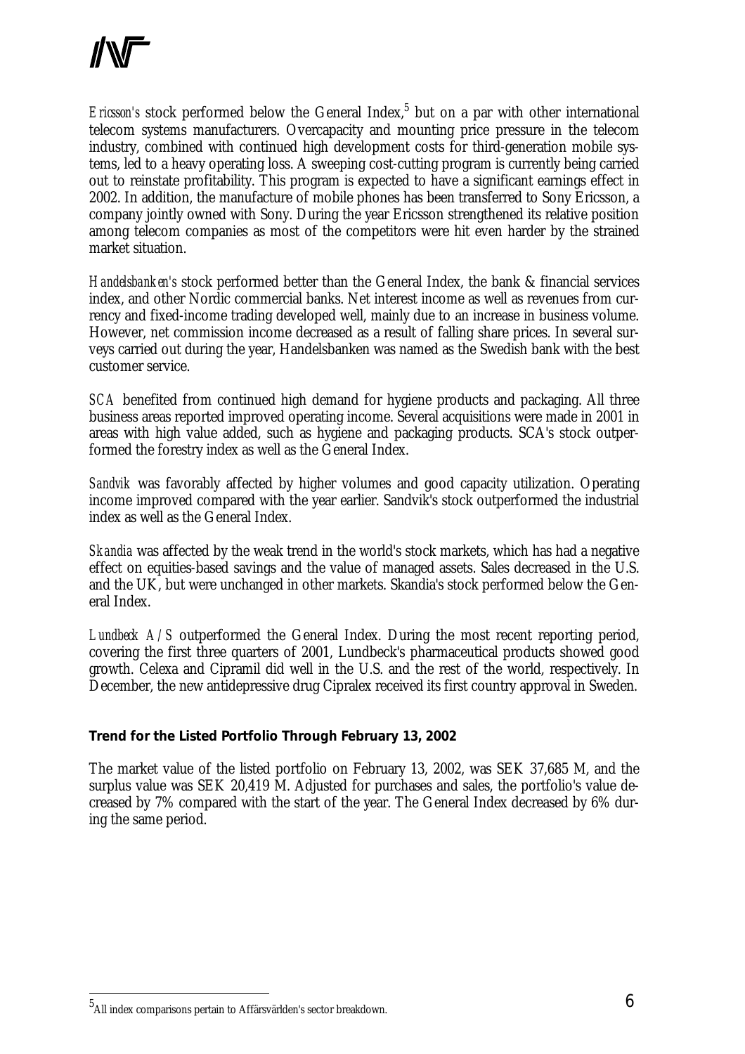*Ericsson's* stock performed below the General Index,[5] but on a par with other international telecom systems manufacturers. Overcapacity and mounting price pressure in the telecom industry, combined with continued high development costs for third-generation mobile systems, led to a heavy operating loss. A sweeping cost-cutting program is currently being carried out to reinstate profitability. This program is expected to have a significant earnings effect in 2002. In addition, the manufacture of mobile phones has been transferred to Sony Ericsson, a company jointly owned with Sony. During the year Ericsson strengthened its relative position among telecom companies as most of the competitors were hit even harder by the strained market situation.

*Handelsbanken's* stock performed better than the General Index, the bank & financial services index, and other Nordic commercial banks. Net interest income as well as revenues from currency and fixed-income trading developed well, mainly due to an increase in business volume. However, net commission income decreased as a result of falling share prices. In several surveys carried out during the year, Handelsbanken was named as the Swedish bank with the best customer service.

*SCA* benefited from continued high demand for hygiene products and packaging. All three business areas reported improved operating income. Several acquisitions were made in 2001 in areas with high value added, such as hygiene and packaging products. SCA's stock outperformed the forestry index as well as the General Index.

*Sandvik* was favorably affected by higher volumes and good capacity utilization. Operating income improved compared with the year earlier. Sandvik's stock outperformed the industrial index as well as the General Index.

*Skandia* was affected by the weak trend in the world's stock markets, which has had a negative effect on equities-based savings and the value of managed assets. Sales decreased in the U.S. and the UK, but were unchanged in other markets. Skandia's stock performed below the General Index.

*Lundbeck A/S* outperformed the General Index. During the most recent reporting period, covering the first three quarters of 2001, Lundbeck's pharmaceutical products showed good growth. Celexa and Cipramil did well in the U.S. and the rest of the world, respectively. In December, the new antidepressive drug Cipralex received its first country approval in Sweden.

**Trend for the Listed Portfolio Through February 13, 2002**

The market value of the listed portfolio on February 13, 2002, was SEK 37,685 M, and the surplus value was SEK 20,419 M. Adjusted for purchases and sales, the portfolio's value decreased by 7% compared with the start of the year. The General Index decreased by 6% during the same period.

[5] All index comparisons pertain to Affärsvärlden's sector breakdown.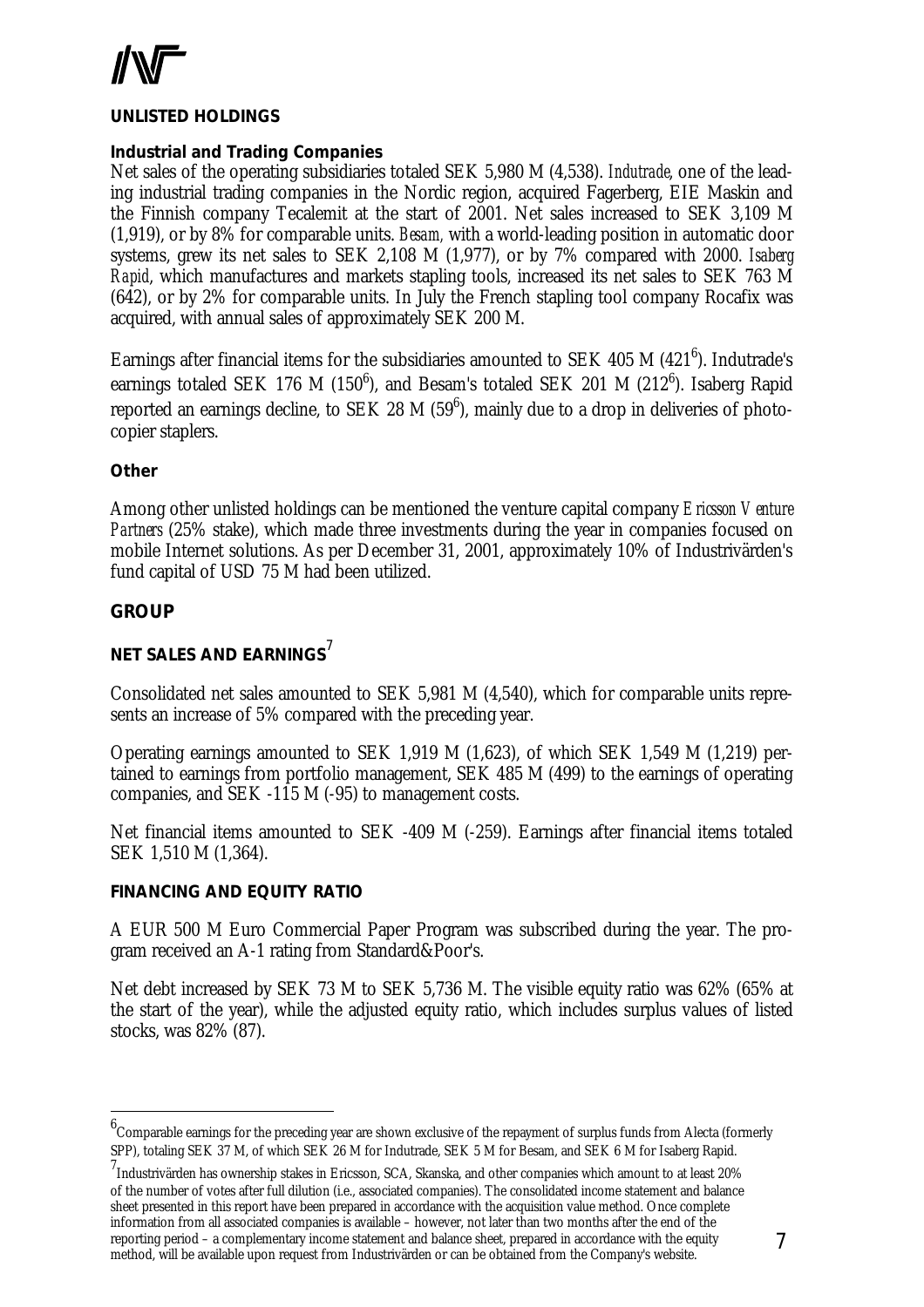## UNLISTED HOLDINGS

### Industrial and Trading Companies

Net sales of the operating subsidiaries totaled SEK 5,980 M (4,538). *Indutrade*, one of the leading industrial trading companies in the Nordic region, acquired Fagerberg, EIE Maskin and the Finnish company Tecalemit at the start of 2001. Net sales increased to SEK 3,109 M (1,919), or by 8% for comparable units. *Besam*, with a world-leading position in automatic door systems, grew its net sales to SEK 2,108 M (1,977), or by 7% compared with 2000. *Isaberg Rapid*, which manufactures and markets stapling tools, increased its net sales to SEK 763 M (642), or by 2% for comparable units. In July the French stapling tool company Rocafix was acquired, with annual sales of approximately SEK 200 M.

Earnings after financial items for the subsidiaries amounted to SEK 405 M (421[6]). Indutrade's earnings totaled SEK 176 M (150[6]), and Besam's totaled SEK 201 M (212[6]). Isaberg Rapid reported an earnings decline, to SEK 28 M (59[6]), mainly due to a drop in deliveries of photocopier staplers.

### Other

Among other unlisted holdings can be mentioned the venture capital company *Ericsson Venture Partners* (25% stake), which made three investments during the year in companies focused on mobile Internet solutions. As per December 31, 2001, approximately 10% of Industrivärden's fund capital of USD 75 M had been utilized.

## GROUP

### NET SALES AND EARNINGS[7]

Consolidated net sales amounted to SEK 5,981 M (4,540), which for comparable units represents an increase of 5% compared with the preceding year.

Operating earnings amounted to SEK 1,919 M (1,623), of which SEK 1,549 M (1,219) pertained to earnings from portfolio management, SEK 485 M (499) to the earnings of operating companies, and SEK -115 M (-95) to management costs.

Net financial items amounted to SEK -409 M (-259). Earnings after financial items totaled SEK 1,510 M (1,364).

### FINANCING AND EQUITY RATIO

A EUR 500 M Euro Commercial Paper Program was subscribed during the year. The program received an A-1 rating from Standard&Poor's.

Net debt increased by SEK 73 M to SEK 5,736 M. The visible equity ratio was 62% (65% at the start of the year), while the adjusted equity ratio, which includes surplus values of listed stocks, was 82% (87).

---

[6] Comparable earnings for the preceding year are shown exclusive of the repayment of surplus funds from Alecta (formerly SPP), totaling SEK 37 M, of which SEK 26 M for Indutrade, SEK 5 M for Besam, and SEK 6 M for Isaberg Rapid.

[7] Industrivärden has ownership stakes in Ericsson, SCA, Skanska, and other companies which amount to at least 20% of the number of votes after full dilution (i.e., associated companies). The consolidated income statement and balance sheet presented in this report have been prepared in accordance with the acquisition value method. Once complete information from all associated companies is available – however, not later than two months after the end of the reporting period – a complementary income statement and balance sheet, prepared in accordance with the equity method, will be available upon request from Industrivärden or can be obtained from the Company's website.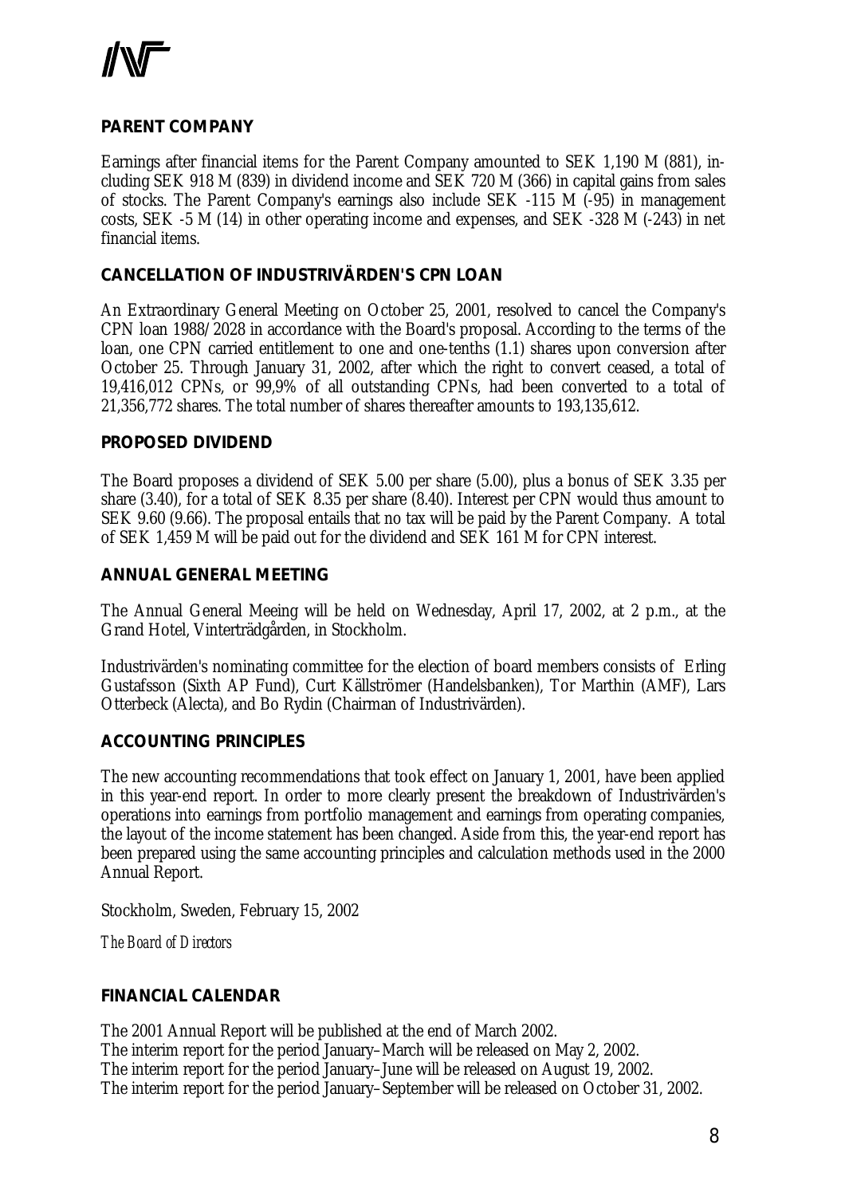## PARENT COMPANY

Earnings after financial items for the Parent Company amounted to SEK 1,190 M (881), including SEK 918 M (839) in dividend income and SEK 720 M (366) in capital gains from sales of stocks. The Parent Company's earnings also include SEK -115 M (-95) in management costs, SEK -5 M (14) in other operating income and expenses, and SEK -328 M (-243) in net financial items.

## CANCELLATION OF INDUSTRIVÄRDEN'S CPN LOAN

An Extraordinary General Meeting on October 25, 2001, resolved to cancel the Company's CPN loan 1988/2028 in accordance with the Board's proposal. According to the terms of the loan, one CPN carried entitlement to one and one-tenths (1.1) shares upon conversion after October 25. Through January 31, 2002, after which the right to convert ceased, a total of 19,416,012 CPNs, or 99,9% of all outstanding CPNs, had been converted to a total of 21,356,772 shares. The total number of shares thereafter amounts to 193,135,612.

## PROPOSED DIVIDEND

The Board proposes a dividend of SEK 5.00 per share (5.00), plus a bonus of SEK 3.35 per share (3.40), for a total of SEK 8.35 per share (8.40). Interest per CPN would thus amount to SEK 9.60 (9.66). The proposal entails that no tax will be paid by the Parent Company. A total of SEK 1,459 M will be paid out for the dividend and SEK 161 M for CPN interest.

## ANNUAL GENERAL MEETING

The Annual General Meeing will be held on Wednesday, April 17, 2002, at 2 p.m., at the Grand Hotel, Vinterträdgården, in Stockholm.

Industrivärden's nominating committee for the election of board members consists of Erling Gustafsson (Sixth AP Fund), Curt Källströmer (Handelsbanken), Tor Marthin (AMF), Lars Otterbeck (Alecta), and Bo Rydin (Chairman of Industrivärden).

## ACCOUNTING PRINCIPLES

The new accounting recommendations that took effect on January 1, 2001, have been applied in this year-end report. In order to more clearly present the breakdown of Industrivärden's operations into earnings from portfolio management and earnings from operating companies, the layout of the income statement has been changed. Aside from this, the year-end report has been prepared using the same accounting principles and calculation methods used in the 2000 Annual Report.

Stockholm, Sweden, February 15, 2002

*The Board of Directors*

## FINANCIAL CALENDAR

The 2001 Annual Report will be published at the end of March 2002.
The interim report for the period January–March will be released on May 2, 2002.
The interim report for the period January–June will be released on August 19, 2002.
The interim report for the period January–September will be released on October 31, 2002.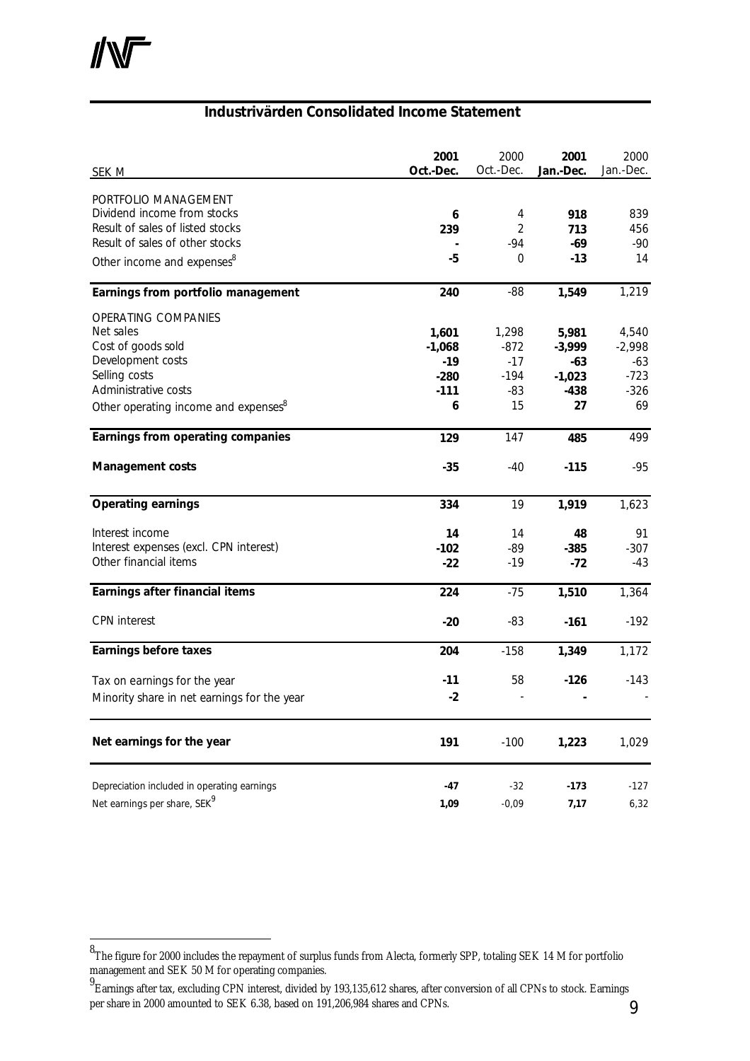## Industrivärden Consolidated Income Statement

| SEK M | 2001 Oct.-Dec. | 2000 Oct.-Dec. | 2001 Jan.-Dec. | 2000 Jan.-Dec. |
|---|---|---|---|---|
| PORTFOLIO MANAGEMENT | | | | |
| Dividend income from stocks | **6** | 4 | **918** | 839 |
| Result of sales of listed stocks | **239** | 2 | **713** | 456 |
| Result of sales of other stocks | **-** | -94 | **-69** | -90 |
| Other income and expenses[8] | **-5** | 0 | **-13** | 14 |
| **Earnings from portfolio management** | **240** | -88 | **1,549** | 1,219 |
| OPERATING COMPANIES | | | | |
| Net sales | **1,601** | 1,298 | **5,981** | 4,540 |
| Cost of goods sold | **-1,068** | -872 | **-3,999** | -2,998 |
| Development costs | **-19** | -17 | **-63** | -63 |
| Selling costs | **-280** | -194 | **-1,023** | -723 |
| Administrative costs | **-111** | -83 | **-438** | -326 |
| Other operating income and expenses[8] | **6** | 15 | **27** | 69 |
| **Earnings from operating companies** | **129** | 147 | **485** | 499 |
| **Management costs** | **-35** | -40 | **-115** | -95 |
| **Operating earnings** | **334** | 19 | **1,919** | 1,623 |
| Interest income | **14** | 14 | **48** | 91 |
| Interest expenses (excl. CPN interest) | **-102** | -89 | **-385** | -307 |
| Other financial items | **-22** | -19 | **-72** | -43 |
| **Earnings after financial items** | **224** | -75 | **1,510** | 1,364 |
| CPN interest | **-20** | -83 | **-161** | -192 |
| **Earnings before taxes** | **204** | -158 | **1,349** | 1,172 |
| Tax on earnings for the year | **-11** | 58 | **-126** | -143 |
| Minority share in net earnings for the year | **-2** | - | **-** | - |
| **Net earnings for the year** | **191** | -100 | **1,223** | 1,029 |
| Depreciation included in operating earnings | **-47** | -32 | **-173** | -127 |
| Net earnings per share, SEK[9] | **1,09** | -0,09 | **7,17** | 6,32 |

[8] The figure for 2000 includes the repayment of surplus funds from Alecta, formerly SPP, totaling SEK 14 M for portfolio management and SEK 50 M for operating companies.

[9] Earnings after tax, excluding CPN interest, divided by 193,135,612 shares, after conversion of all CPNs to stock. Earnings per share in 2000 amounted to SEK 6.38, based on 191,206,984 shares and CPNs.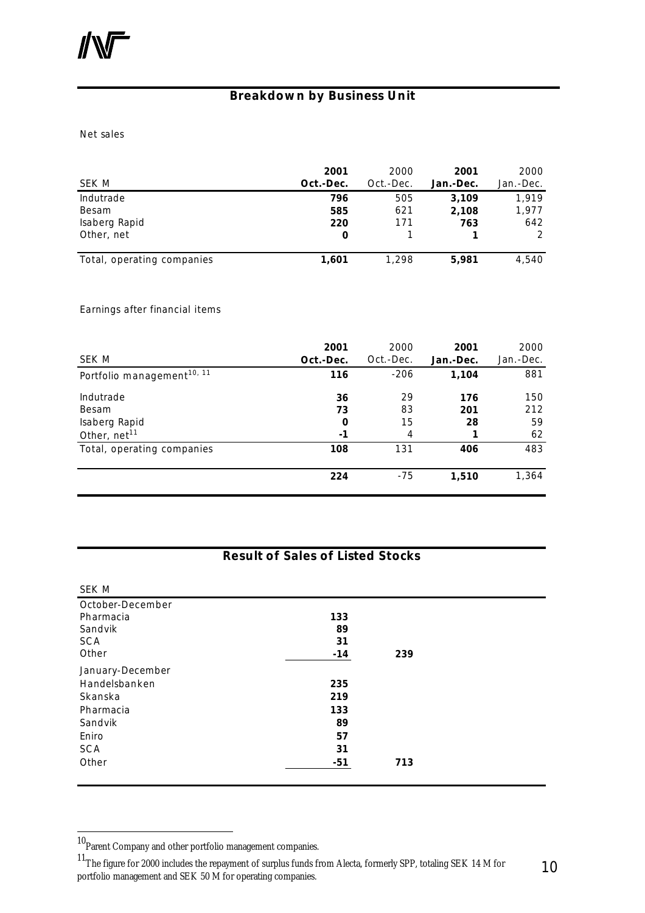## Breakdown by Business Unit

Net sales

| SEK M | 2001 Oct.-Dec. | 2000 Oct.-Dec. | 2001 Jan.-Dec. | 2000 Jan.-Dec. |
|---|---|---|---|---|
| Indutrade | **796** | 505 | **3,109** | 1,919 |
| Besam | **585** | 621 | **2,108** | 1,977 |
| Isaberg Rapid | **220** | 171 | **763** | 642 |
| Other, net | **0** | 1 | **1** | 2 |
| Total, operating companies | **1,601** | 1,298 | **5,981** | 4,540 |

Earnings after financial items

| SEK M | 2001 Oct.-Dec. | 2000 Oct.-Dec. | 2001 Jan.-Dec. | 2000 Jan.-Dec. |
|---|---|---|---|---|
| Portfolio management[10, 11] | **116** | -206 | **1,104** | 881 |
| Indutrade | **36** | 29 | **176** | 150 |
| Besam | **73** | 83 | **201** | 212 |
| Isaberg Rapid | **0** | 15 | **28** | 59 |
| Other, net[11] | **-1** | 4 | **1** | 62 |
| Total, operating companies | **108** | 131 | **406** | 483 |
| | **224** | -75 | **1,510** | 1,364 |

## Result of Sales of Listed Stocks

| SEK M | | |
|---|---|---|
| October-December | | |
| Pharmacia | **133** | |
| Sandvik | **89** | |
| SCA | **31** | |
| Other | **-14** | **239** |
| January-December | | |
| Handelsbanken | **235** | |
| Skanska | **219** | |
| Pharmacia | **133** | |
| Sandvik | **89** | |
| Eniro | **57** | |
| SCA | **31** | |
| Other | **-51** | **713** |

[10] Parent Company and other portfolio management companies.

[11] The figure for 2000 includes the repayment of surplus funds from Alecta, formerly SPP, totaling SEK 14 M for portfolio management and SEK 50 M for operating companies.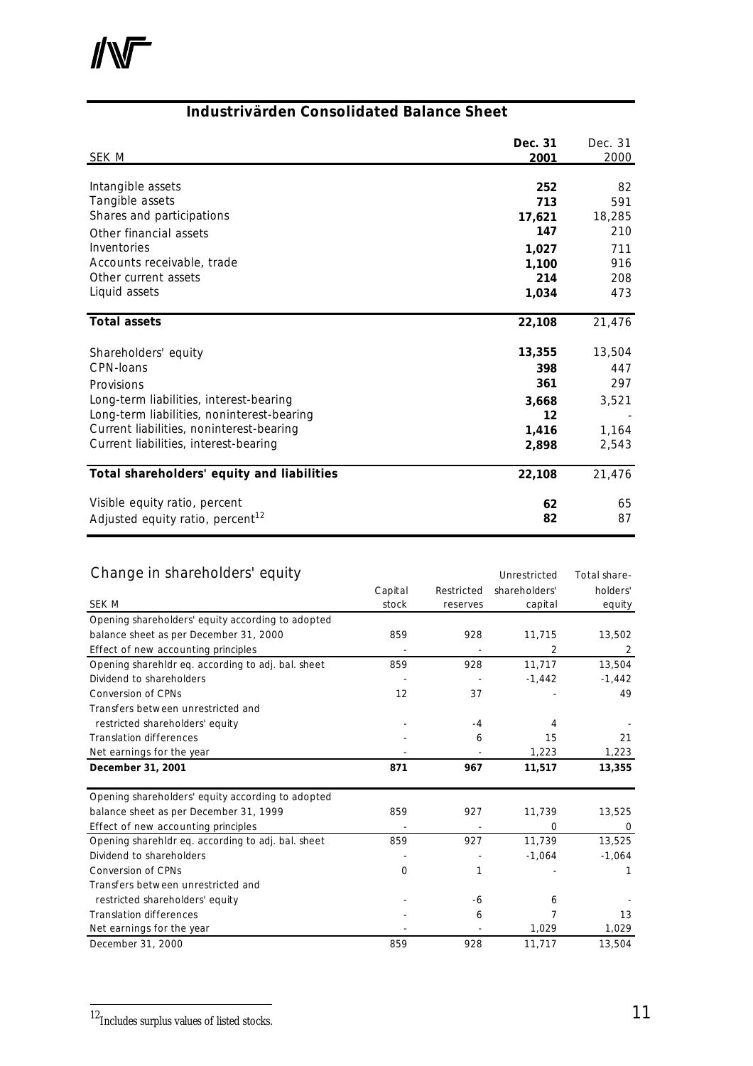## Industrivärden Consolidated Balance Sheet

| SEK M | **Dec. 31 2001** | Dec. 31 2000 |
|---|---|---|
| Intangible assets | **252** | 82 |
| Tangible assets | **713** | 591 |
| Shares and participations | **17,621** | 18,285 |
| Other financial assets | **147** | 210 |
| Inventories | **1,027** | 711 |
| Accounts receivable, trade | **1,100** | 916 |
| Other current assets | **214** | 208 |
| Liquid assets | **1,034** | 473 |
| **Total assets** | **22,108** | 21,476 |
| Shareholders' equity | **13,355** | 13,504 |
| CPN-loans | **398** | 447 |
| Provisions | **361** | 297 |
| Long-term liabilities, interest-bearing | **3,668** | 3,521 |
| Long-term liabilities, noninterest-bearing | **12** | - |
| Current liabilities, noninterest-bearing | **1,416** | 1,164 |
| Current liabilities, interest-bearing | **2,898** | 2,543 |
| **Total shareholders' equity and liabilities** | **22,108** | 21,476 |
| Visible equity ratio, percent | **62** | 65 |
| Adjusted equity ratio, percent[12] | **82** | 87 |

## Change in shareholders' equity

| SEK M | Capital stock | Restricted reserves | Unrestricted shareholders' capital | Total shareholders' equity |
|---|---|---|---|---|
| Opening shareholders' equity according to adopted balance sheet as per December 31, 2000 | 859 | 928 | 11,715 | 13,502 |
| Effect of new accounting principles | - | - | 2 | 2 |
| Opening sharehldr eq. according to adj. bal. sheet | 859 | 928 | 11,717 | 13,504 |
| Dividend to shareholders | - | - | -1,442 | -1,442 |
| Conversion of CPNs | 12 | 37 | - | 49 |
| Transfers between unrestricted and restricted shareholders' equity | - | -4 | 4 | - |
| Translation differences | - | 6 | 15 | 21 |
| Net earnings for the year | - | - | 1,223 | 1,223 |
| **December 31, 2001** | **871** | **967** | **11,517** | **13,355** |
| Opening shareholders' equity according to adopted balance sheet as per December 31, 1999 | 859 | 927 | 11,739 | 13,525 |
| Effect of new accounting principles | - | - | 0 | 0 |
| Opening sharehldr eq. according to adj. bal. sheet | 859 | 927 | 11,739 | 13,525 |
| Dividend to shareholders | - | - | -1,064 | -1,064 |
| Conversion of CPNs | 0 | 1 | - | 1 |
| Transfers between unrestricted and restricted shareholders' equity | - | -6 | 6 | - |
| Translation differences | - | 6 | 7 | 13 |
| Net earnings for the year | - | - | 1,029 | 1,029 |
| December 31, 2000 | 859 | 928 | 11,717 | 13,504 |

[12] Includes surplus values of listed stocks.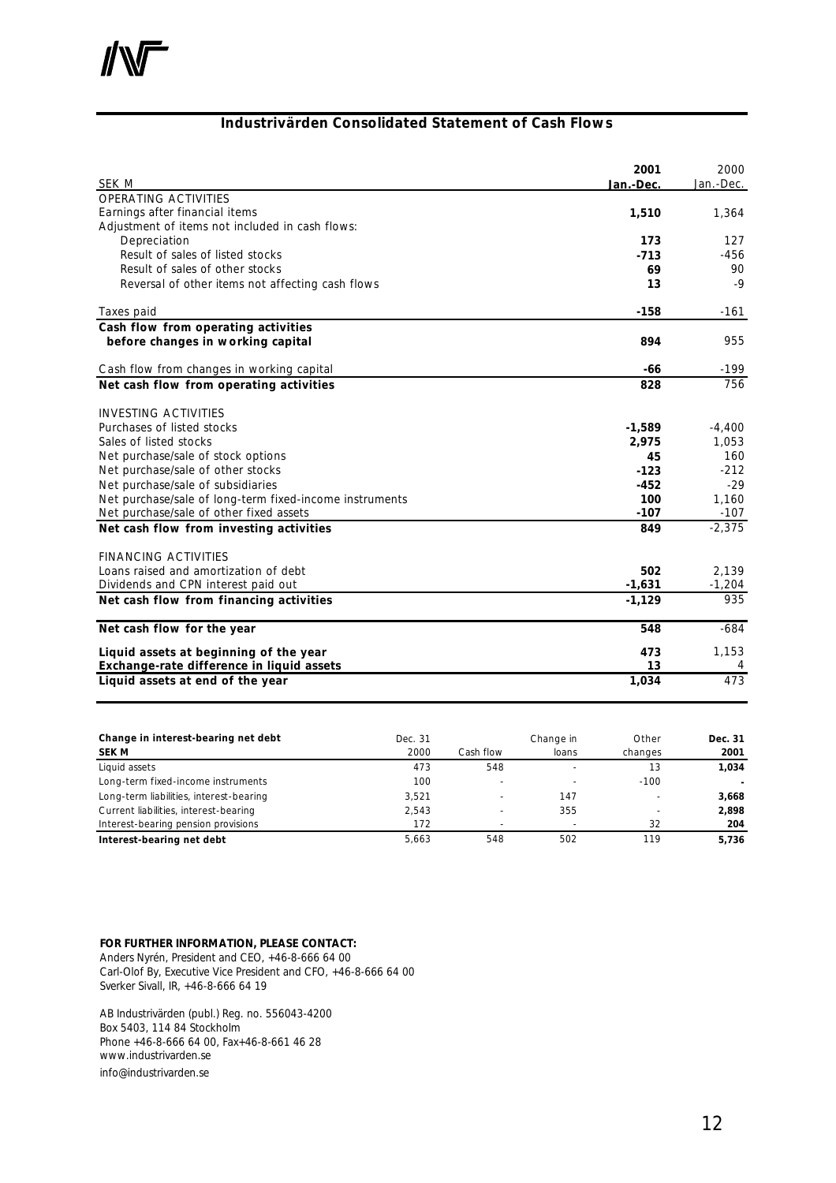## Industrivärden Consolidated Statement of Cash Flows

| SEK M | 2001 Jan.-Dec. | 2000 Jan.-Dec. |
|---|---|---|
| OPERATING ACTIVITIES | | |
| Earnings after financial items | **1,510** | 1,364 |
| Adjustment of items not included in cash flows: | | |
| Depreciation | **173** | 127 |
| Result of sales of listed stocks | **-713** | -456 |
| Result of sales of other stocks | **69** | 90 |
| Reversal of other items not affecting cash flows | **13** | -9 |
| Taxes paid | **-158** | -161 |
| **Cash flow from operating activities before changes in working capital** | **894** | 955 |
| Cash flow from changes in working capital | **-66** | -199 |
| **Net cash flow from operating activities** | **828** | 756 |
| INVESTING ACTIVITIES | | |
| Purchases of listed stocks | **-1,589** | -4,400 |
| Sales of listed stocks | **2,975** | 1,053 |
| Net purchase/sale of stock options | **45** | 160 |
| Net purchase/sale of other stocks | **-123** | -212 |
| Net purchase/sale of subsidiaries | **-452** | -29 |
| Net purchase/sale of long-term fixed-income instruments | **100** | 1,160 |
| Net purchase/sale of other fixed assets | **-107** | -107 |
| **Net cash flow from investing activities** | **849** | -2,375 |
| FINANCING ACTIVITIES | | |
| Loans raised and amortization of debt | **502** | 2,139 |
| Dividends and CPN interest paid out | **-1,631** | -1,204 |
| **Net cash flow from financing activities** | **-1,129** | 935 |
| **Net cash flow for the year** | **548** | -684 |
| **Liquid assets at beginning of the year** | **473** | 1,153 |
| **Exchange-rate difference in liquid assets** | **13** | 4 |
| **Liquid assets at end of the year** | **1,034** | 473 |

| **Change in interest-bearing net debt SEK M** | Dec. 31 2000 | Cash flow | Change in loans | Other changes | **Dec. 31 2001** |
|---|---|---|---|---|---|
| Liquid assets | 473 | 548 | - | 13 | **1,034** |
| Long-term fixed-income instruments | 100 | - | - | -100 | **-** |
| Long-term liabilities, interest-bearing | 3,521 | - | 147 | - | **3,668** |
| Current liabilities, interest-bearing | 2,543 | - | 355 | - | **2,898** |
| Interest-bearing pension provisions | 172 | - | - | 32 | **204** |
| **Interest-bearing net debt** | 5,663 | 548 | 502 | 119 | **5,736** |

**FOR FURTHER INFORMATION, PLEASE CONTACT:**
Anders Nyrén, President and CEO, +46-8-666 64 00
Carl-Olof By, Executive Vice President and CFO, +46-8-666 64 00
Sverker Sivall, IR, +46-8-666 64 19

AB Industrivärden (publ.) Reg. no. 556043-4200
Box 5403, 114 84 Stockholm
Phone +46-8-666 64 00, Fax+46-8-661 46 28
www.industrivarden.se
info@industrivarden.se